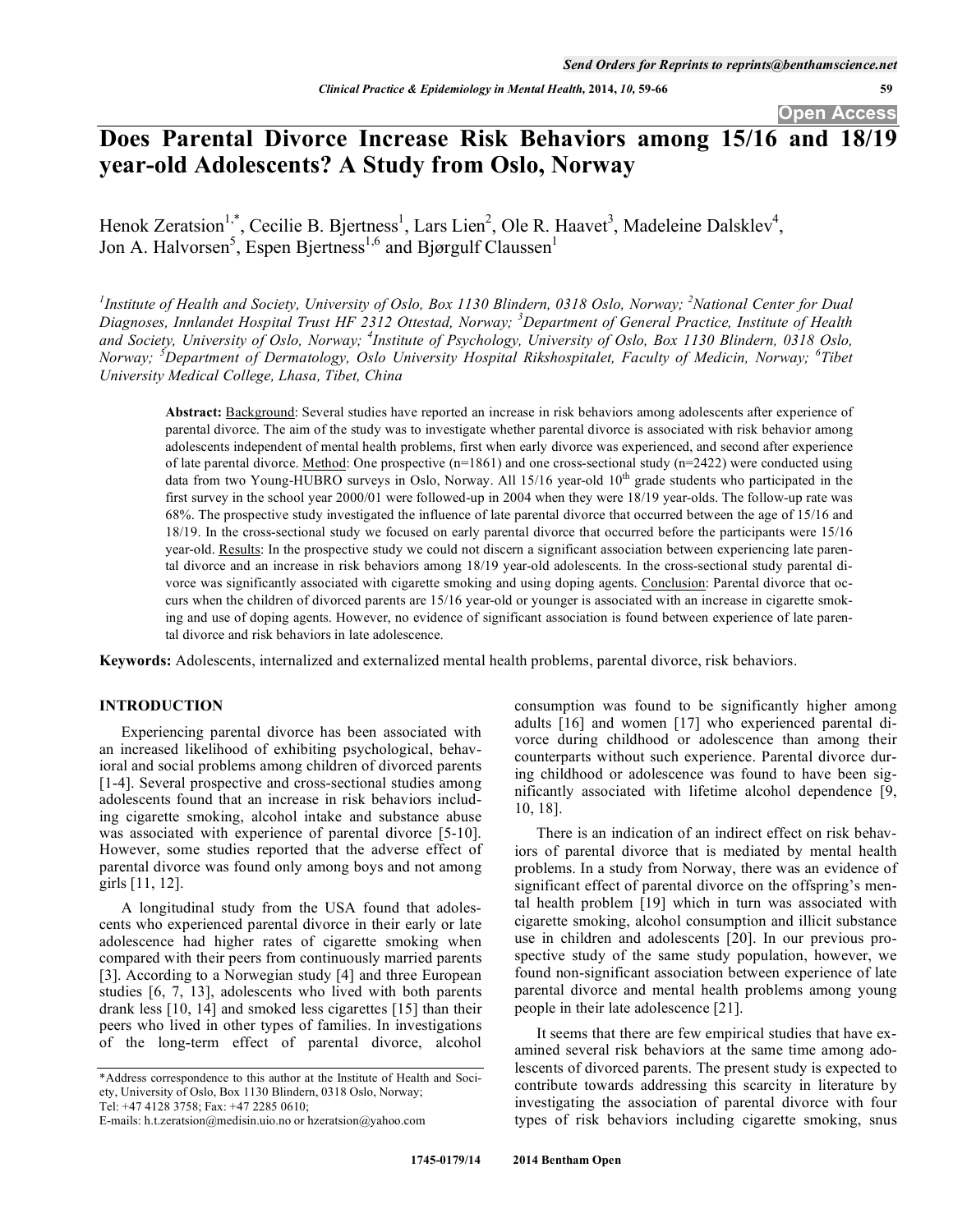# Does Parental Divorce Increase Risk Behaviors among 15/16 and 18/19 year-old Adolescents? A Study from Oslo, Norway

Henok Zeratsion[1,*], Cecilie B. Bjertness[1], Lars Lien[2], Ole R. Haavet[3], Madeleine Dalsklev[4], Jon A. Halvorsen[5], Espen Bjertness[1,6] and Bjørgulf Claussen[1]

[1]Institute of Health and Society, University of Oslo, Box 1130 Blindern, 0318 Oslo, Norway; [2]National Center for Dual Diagnoses, Innlandet Hospital Trust HF 2312 Ottestad, Norway; [3]Department of General Practice, Institute of Health and Society, University of Oslo, Norway; [4]Institute of Psychology, University of Oslo, Box 1130 Blindern, 0318 Oslo, Norway; [5]Department of Dermatology, Oslo University Hospital Rikshospitalet, Faculty of Medicin, Norway; [6]Tibet University Medical College, Lhasa, Tibet, China

**Abstract:** Background: Several studies have reported an increase in risk behaviors among adolescents after experience of parental divorce. The aim of the study was to investigate whether parental divorce is associated with risk behavior among adolescents independent of mental health problems, first when early divorce was experienced, and second after experience of late parental divorce. Method: One prospective (n=1861) and one cross-sectional study (n=2422) were conducted using data from two Young-HUBRO surveys in Oslo, Norway. All 15/16 year-old 10th grade students who participated in the first survey in the school year 2000/01 were followed-up in 2004 when they were 18/19 year-olds. The follow-up rate was 68%. The prospective study investigated the influence of late parental divorce that occurred between the age of 15/16 and 18/19. In the cross-sectional study we focused on early parental divorce that occurred before the participants were 15/16 year-old. Results: In the prospective study we could not discern a significant association between experiencing late parental divorce and an increase in risk behaviors among 18/19 year-old adolescents. In the cross-sectional study parental divorce was significantly associated with cigarette smoking and using doping agents. Conclusion: Parental divorce that occurs when the children of divorced parents are 15/16 year-old or younger is associated with an increase in cigarette smoking and use of doping agents. However, no evidence of significant association is found between experience of late parental divorce and risk behaviors in late adolescence.

**Keywords:** Adolescents, internalized and externalized mental health problems, parental divorce, risk behaviors.

## INTRODUCTION

Experiencing parental divorce has been associated with an increased likelihood of exhibiting psychological, behavioral and social problems among children of divorced parents [1-4]. Several prospective and cross-sectional studies among adolescents found that an increase in risk behaviors including cigarette smoking, alcohol intake and substance abuse was associated with experience of parental divorce [5-10]. However, some studies reported that the adverse effect of parental divorce was found only among boys and not among girls [11, 12].

A longitudinal study from the USA found that adolescents who experienced parental divorce in their early or late adolescence had higher rates of cigarette smoking when compared with their peers from continuously married parents [3]. According to a Norwegian study [4] and three European studies [6, 7, 13], adolescents who lived with both parents drank less [10, 14] and smoked less cigarettes [15] than their peers who lived in other types of families. In investigations of the long-term effect of parental divorce, alcohol consumption was found to be significantly higher among adults [16] and women [17] who experienced parental divorce during childhood or adolescence than among their counterparts without such experience. Parental divorce during childhood or adolescence was found to have been significantly associated with lifetime alcohol dependence [9, 10, 18].

There is an indication of an indirect effect on risk behaviors of parental divorce that is mediated by mental health problems. In a study from Norway, there was an evidence of significant effect of parental divorce on the offspring's mental health problem [19] which in turn was associated with cigarette smoking, alcohol consumption and illicit substance use in children and adolescents [20]. In our previous prospective study of the same study population, however, we found non-significant association between experience of late parental divorce and mental health problems among young people in their late adolescence [21].

It seems that there are few empirical studies that have examined several risk behaviors at the same time among adolescents of divorced parents. The present study is expected to contribute towards addressing this scarcity in literature by investigating the association of parental divorce with four types of risk behaviors including cigarette smoking, snus

*Address correspondence to this author at the Institute of Health and Society, University of Oslo, Box 1130 Blindern, 0318 Oslo, Norway; Tel: +47 4128 3758; Fax: +47 2285 0610; E-mails: h.t.zeratsion@medisin.uio.no or hzeratsion@yahoo.com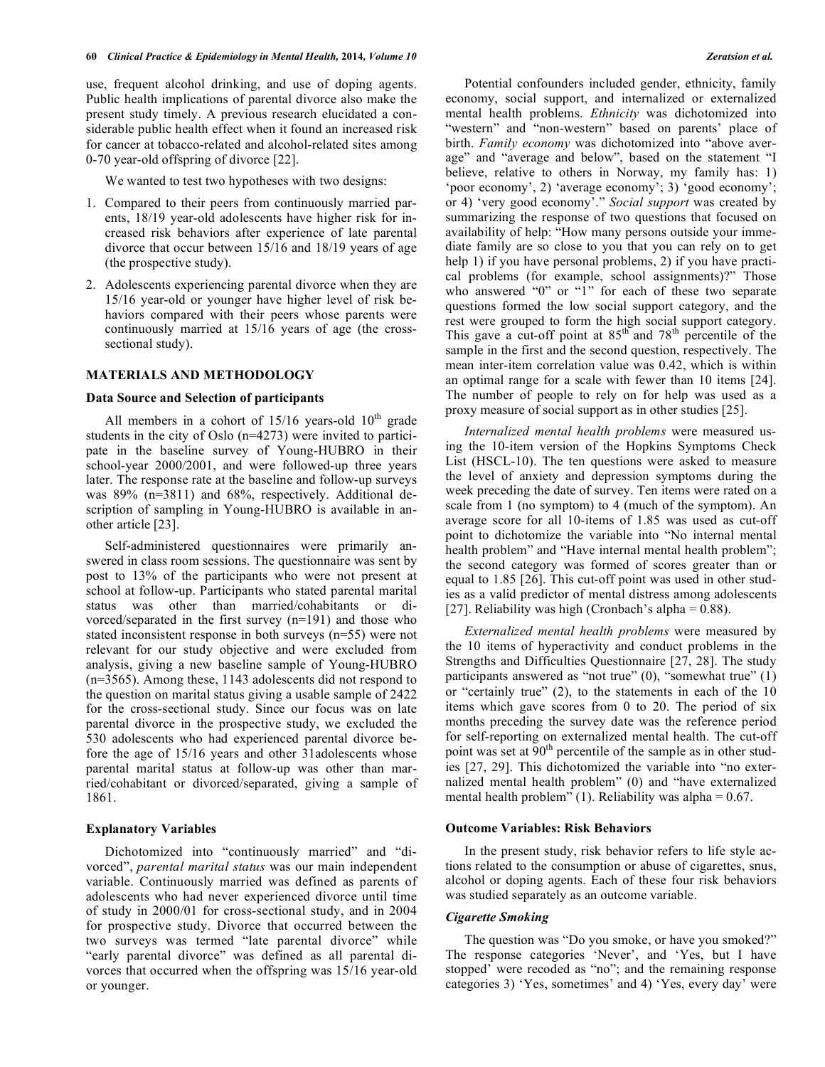use, frequent alcohol drinking, and use of doping agents. Public health implications of parental divorce also make the present study timely. A previous research elucidated a considerable public health effect when it found an increased risk for cancer at tobacco-related and alcohol-related sites among 0-70 year-old offspring of divorce [22].

We wanted to test two hypotheses with two designs:

1. Compared to their peers from continuously married parents, 18/19 year-old adolescents have higher risk for increased risk behaviors after experience of late parental divorce that occur between 15/16 and 18/19 years of age (the prospective study).
2. Adolescents experiencing parental divorce when they are 15/16 year-old or younger have higher level of risk behaviors compared with their peers whose parents were continuously married at 15/16 years of age (the cross-sectional study).

## MATERIALS AND METHODOLOGY

### Data Source and Selection of participants

All members in a cohort of 15/16 years-old 10th grade students in the city of Oslo (n=4273) were invited to participate in the baseline survey of Young-HUBRO in their school-year 2000/2001, and were followed-up three years later. The response rate at the baseline and follow-up surveys was 89% (n=3811) and 68%, respectively. Additional description of sampling in Young-HUBRO is available in another article [23].

Self-administered questionnaires were primarily answered in class room sessions. The questionnaire was sent by post to 13% of the participants who were not present at school at follow-up. Participants who stated parental marital status was other than married/cohabitants or divorced/separated in the first survey (n=191) and those who stated inconsistent response in both surveys (n=55) were not relevant for our study objective and were excluded from analysis, giving a new baseline sample of Young-HUBRO (n=3565). Among these, 1143 adolescents did not respond to the question on marital status giving a usable sample of 2422 for the cross-sectional study. Since our focus was on late parental divorce in the prospective study, we excluded the 530 adolescents who had experienced parental divorce before the age of 15/16 years and other 31adolescents whose parental marital status at follow-up was other than married/cohabitant or divorced/separated, giving a sample of 1861.

### Explanatory Variables

Dichotomized into "continuously married" and "divorced", *parental marital status* was our main independent variable. Continuously married was defined as parents of adolescents who had never experienced divorce until time of study in 2000/01 for cross-sectional study, and in 2004 for prospective study. Divorce that occurred between the two surveys was termed "late parental divorce" while "early parental divorce" was defined as all parental divorces that occurred when the offspring was 15/16 year-old or younger.

Potential confounders included gender, ethnicity, family economy, social support, and internalized or externalized mental health problems. *Ethnicity* was dichotomized into "western" and "non-western" based on parents' place of birth. *Family economy* was dichotomized into "above average" and "average and below", based on the statement "I believe, relative to others in Norway, my family has: 1) 'poor economy', 2) 'average economy'; 3) 'good economy'; or 4) 'very good economy'." *Social support* was created by summarizing the response of two questions that focused on availability of help: "How many persons outside your immediate family are so close to you that you can rely on to get help 1) if you have personal problems, 2) if you have practical problems (for example, school assignments)?" Those who answered "0" or "1" for each of these two separate questions formed the low social support category, and the rest were grouped to form the high social support category. This gave a cut-off point at 85th and 78th percentile of the sample in the first and the second question, respectively. The mean inter-item correlation value was 0.42, which is within an optimal range for a scale with fewer than 10 items [24]. The number of people to rely on for help was used as a proxy measure of social support as in other studies [25].

*Internalized mental health problems* were measured using the 10-item version of the Hopkins Symptoms Check List (HSCL-10). The ten questions were asked to measure the level of anxiety and depression symptoms during the week preceding the date of survey. Ten items were rated on a scale from 1 (no symptom) to 4 (much of the symptom). An average score for all 10-items of 1.85 was used as cut-off point to dichotomize the variable into "No internal mental health problem" and "Have internal mental health problem"; the second category was formed of scores greater than or equal to 1.85 [26]. This cut-off point was used in other studies as a valid predictor of mental distress among adolescents [27]. Reliability was high (Cronbach's alpha = 0.88).

*Externalized mental health problems* were measured by the 10 items of hyperactivity and conduct problems in the Strengths and Difficulties Questionnaire [27, 28]. The study participants answered as "not true" (0), "somewhat true" (1) or "certainly true" (2), to the statements in each of the 10 items which gave scores from 0 to 20. The period of six months preceding the survey date was the reference period for self-reporting on externalized mental health. The cut-off point was set at 90th percentile of the sample as in other studies [27, 29]. This dichotomized the variable into "no externalized mental health problem" (0) and "have externalized mental health problem" (1). Reliability was alpha = 0.67.

### Outcome Variables: Risk Behaviors

In the present study, risk behavior refers to life style actions related to the consumption or abuse of cigarettes, snus, alcohol or doping agents. Each of these four risk behaviors was studied separately as an outcome variable.

#### *Cigarette Smoking*

The question was "Do you smoke, or have you smoked?" The response categories 'Never', and 'Yes, but I have stopped' were recoded as "no"; and the remaining response categories 3) 'Yes, sometimes' and 4) 'Yes, every day' were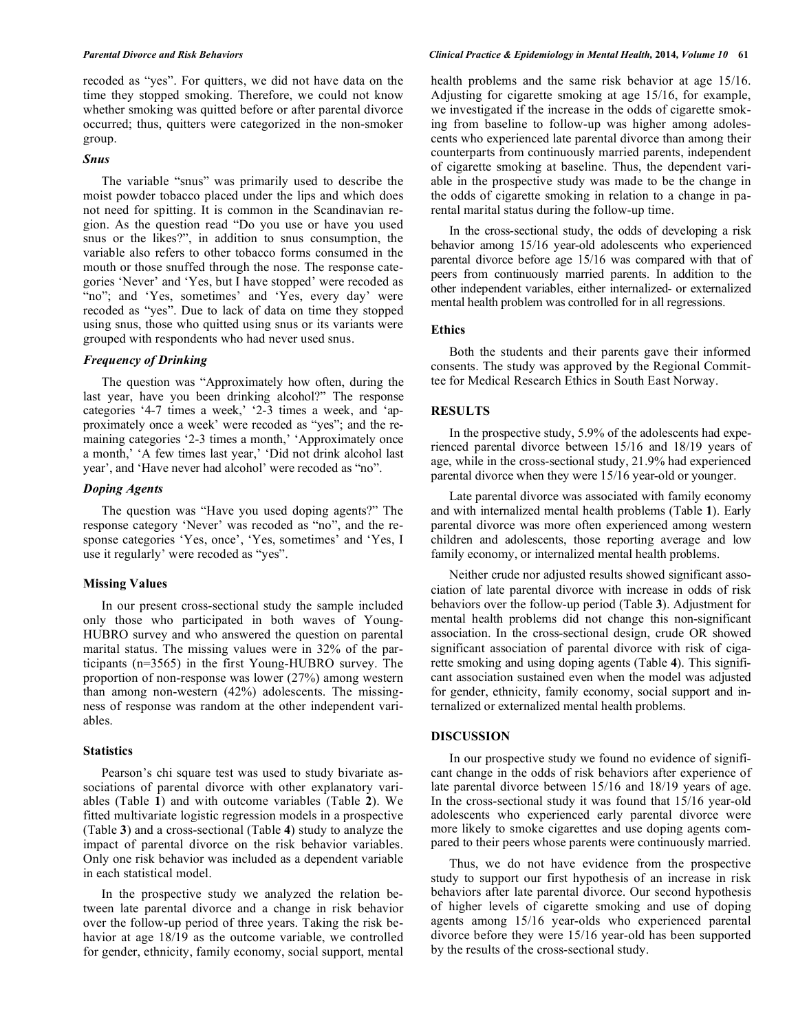recoded as "yes". For quitters, we did not have data on the time they stopped smoking. Therefore, we could not know whether smoking was quitted before or after parental divorce occurred; thus, quitters were categorized in the non-smoker group.

### *Snus*

The variable "snus" was primarily used to describe the moist powder tobacco placed under the lips and which does not need for spitting. It is common in the Scandinavian region. As the question read "Do you use or have you used snus or the likes?", in addition to snus consumption, the variable also refers to other tobacco forms consumed in the mouth or those snuffed through the nose. The response categories 'Never' and 'Yes, but I have stopped' were recoded as "no"; and 'Yes, sometimes' and 'Yes, every day' were recoded as "yes". Due to lack of data on time they stopped using snus, those who quitted using snus or its variants were grouped with respondents who had never used snus.

### *Frequency of Drinking*

The question was "Approximately how often, during the last year, have you been drinking alcohol?" The response categories '4-7 times a week,' '2-3 times a week, and 'approximately once a week' were recoded as "yes"; and the remaining categories '2-3 times a month,' 'Approximately once a month,' 'A few times last year,' 'Did not drink alcohol last year', and 'Have never had alcohol' were recoded as "no".

### *Doping Agents*

The question was "Have you used doping agents?" The response category 'Never' was recoded as "no", and the response categories 'Yes, once', 'Yes, sometimes' and 'Yes, I use it regularly' were recoded as "yes".

### Missing Values

In our present cross-sectional study the sample included only those who participated in both waves of Young-HUBRO survey and who answered the question on parental marital status. The missing values were in 32% of the participants (n=3565) in the first Young-HUBRO survey. The proportion of non-response was lower (27%) among western than among non-western (42%) adolescents. The missingness of response was random at the other independent variables.

### Statistics

Pearson's chi square test was used to study bivariate associations of parental divorce with other explanatory variables (Table **1**) and with outcome variables (Table **2**). We fitted multivariate logistic regression models in a prospective (Table **3**) and a cross-sectional (Table **4**) study to analyze the impact of parental divorce on the risk behavior variables. Only one risk behavior was included as a dependent variable in each statistical model.

In the prospective study we analyzed the relation between late parental divorce and a change in risk behavior over the follow-up period of three years. Taking the risk behavior at age 18/19 as the outcome variable, we controlled for gender, ethnicity, family economy, social support, mental health problems and the same risk behavior at age 15/16. Adjusting for cigarette smoking at age 15/16, for example, we investigated if the increase in the odds of cigarette smoking from baseline to follow-up was higher among adolescents who experienced late parental divorce than among their counterparts from continuously married parents, independent of cigarette smoking at baseline. Thus, the dependent variable in the prospective study was made to be the change in the odds of cigarette smoking in relation to a change in parental marital status during the follow-up time.

In the cross-sectional study, the odds of developing a risk behavior among 15/16 year-old adolescents who experienced parental divorce before age 15/16 was compared with that of peers from continuously married parents. In addition to the other independent variables, either internalized- or externalized mental health problem was controlled for in all regressions.

### Ethics

Both the students and their parents gave their informed consents. The study was approved by the Regional Committee for Medical Research Ethics in South East Norway.

## RESULTS

In the prospective study, 5.9% of the adolescents had experienced parental divorce between 15/16 and 18/19 years of age, while in the cross-sectional study, 21.9% had experienced parental divorce when they were 15/16 year-old or younger.

Late parental divorce was associated with family economy and with internalized mental health problems (Table **1**). Early parental divorce was more often experienced among western children and adolescents, those reporting average and low family economy, or internalized mental health problems.

Neither crude nor adjusted results showed significant association of late parental divorce with increase in odds of risk behaviors over the follow-up period (Table **3**). Adjustment for mental health problems did not change this non-significant association. In the cross-sectional design, crude OR showed significant association of parental divorce with risk of cigarette smoking and using doping agents (Table **4**). This significant association sustained even when the model was adjusted for gender, ethnicity, family economy, social support and internalized or externalized mental health problems.

## DISCUSSION

In our prospective study we found no evidence of significant change in the odds of risk behaviors after experience of late parental divorce between 15/16 and 18/19 years of age. In the cross-sectional study it was found that 15/16 year-old adolescents who experienced early parental divorce were more likely to smoke cigarettes and use doping agents compared to their peers whose parents were continuously married.

Thus, we do not have evidence from the prospective study to support our first hypothesis of an increase in risk behaviors after late parental divorce. Our second hypothesis of higher levels of cigarette smoking and use of doping agents among 15/16 year-olds who experienced parental divorce before they were 15/16 year-old has been supported by the results of the cross-sectional study.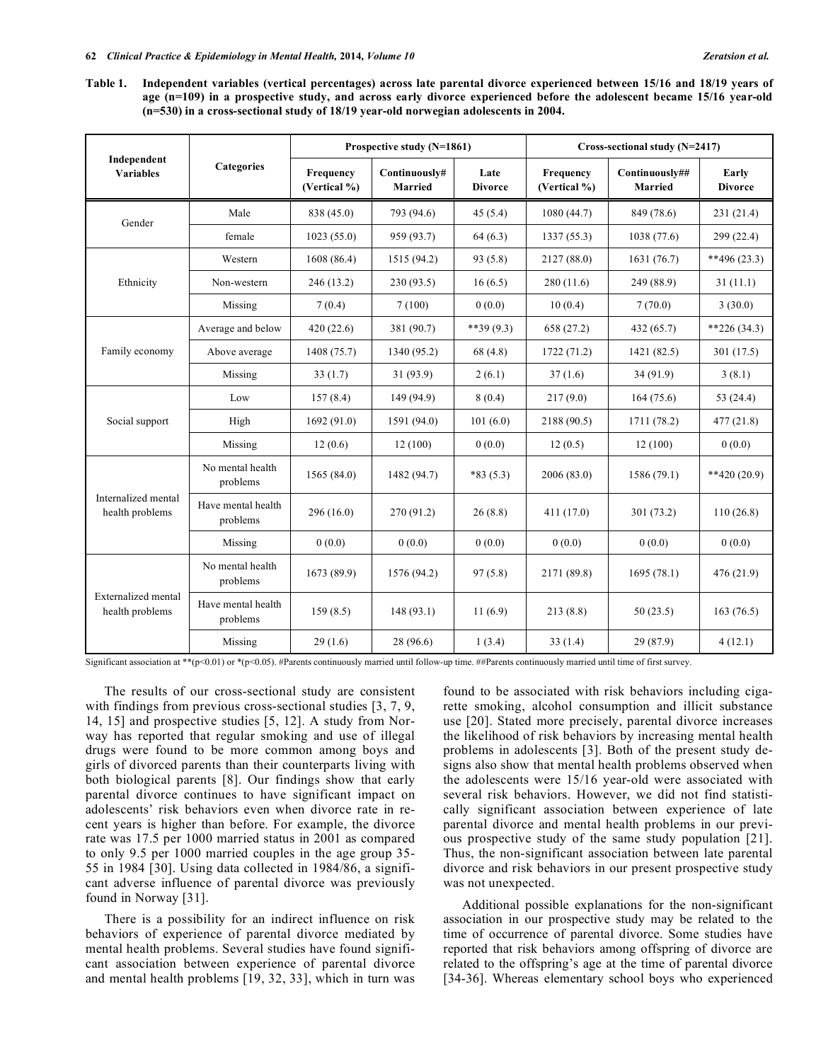**Table 1. Independent variables (vertical percentages) across late parental divorce experienced between 15/16 and 18/19 years of age (n=109) in a prospective study, and across early divorce experienced before the adolescent became 15/16 year-old (n=530) in a cross-sectional study of 18/19 year-old norwegian adolescents in 2004.**

| Independent Variables | Categories | Prospective study (N=1861) | | | Cross-sectional study (N=2417) | | |
|---|---|---|---|---|---|---|---|
| | | Frequency (Vertical %) | Continuously# Married | Late Divorce | Frequency (Vertical %) | Continuously## Married | Early Divorce |
| Gender | Male | 838 (45.0) | 793 (94.6) | 45 (5.4) | 1080 (44.7) | 849 (78.6) | 231 (21.4) |
| | female | 1023 (55.0) | 959 (93.7) | 64 (6.3) | 1337 (55.3) | 1038 (77.6) | 299 (22.4) |
| Ethnicity | Western | 1608 (86.4) | 1515 (94.2) | 93 (5.8) | 2127 (88.0) | 1631 (76.7) | **496 (23.3) |
| | Non-western | 246 (13.2) | 230 (93.5) | 16 (6.5) | 280 (11.6) | 249 (88.9) | 31 (11.1) |
| | Missing | 7 (0.4) | 7 (100) | 0 (0.0) | 10 (0.4) | 7 (70.0) | 3 (30.0) |
| Family economy | Average and below | 420 (22.6) | 381 (90.7) | **39 (9.3) | 658 (27.2) | 432 (65.7) | **226 (34.3) |
| | Above average | 1408 (75.7) | 1340 (95.2) | 68 (4.8) | 1722 (71.2) | 1421 (82.5) | 301 (17.5) |
| | Missing | 33 (1.7) | 31 (93.9) | 2 (6.1) | 37 (1.6) | 34 (91.9) | 3 (8.1) |
| Social support | Low | 157 (8.4) | 149 (94.9) | 8 (0.4) | 217 (9.0) | 164 (75.6) | 53 (24.4) |
| | High | 1692 (91.0) | 1591 (94.0) | 101 (6.0) | 2188 (90.5) | 1711 (78.2) | 477 (21.8) |
| | Missing | 12 (0.6) | 12 (100) | 0 (0.0) | 12 (0.5) | 12 (100) | 0 (0.0) |
| Internalized mental health problems | No mental health problems | 1565 (84.0) | 1482 (94.7) | *83 (5.3) | 2006 (83.0) | 1586 (79.1) | **420 (20.9) |
| | Have mental health problems | 296 (16.0) | 270 (91.2) | 26 (8.8) | 411 (17.0) | 301 (73.2) | 110 (26.8) |
| | Missing | 0 (0.0) | 0 (0.0) | 0 (0.0) | 0 (0.0) | 0 (0.0) | 0 (0.0) |
| Externalized mental health problems | No mental health problems | 1673 (89.9) | 1576 (94.2) | 97 (5.8) | 2171 (89.8) | 1695 (78.1) | 476 (21.9) |
| | Have mental health problems | 159 (8.5) | 148 (93.1) | 11 (6.9) | 213 (8.8) | 50 (23.5) | 163 (76.5) |
| | Missing | 29 (1.6) | 28 (96.6) | 1 (3.4) | 33 (1.4) | 29 (87.9) | 4 (12.1) |

Significant association at **($p<0.01$) or *($p<0.05$). #Parents continuously married until follow-up time. ##Parents continuously married until time of first survey.

The results of our cross-sectional study are consistent with findings from previous cross-sectional studies [3, 7, 9, 14, 15] and prospective studies [5, 12]. A study from Norway has reported that regular smoking and use of illegal drugs were found to be more common among boys and girls of divorced parents than their counterparts living with both biological parents [8]. Our findings show that early parental divorce continues to have significant impact on adolescents' risk behaviors even when divorce rate in recent years is higher than before. For example, the divorce rate was 17.5 per 1000 married status in 2001 as compared to only 9.5 per 1000 married couples in the age group 35-55 in 1984 [30]. Using data collected in 1984/86, a significant adverse influence of parental divorce was previously found in Norway [31].

There is a possibility for an indirect influence on risk behaviors of experience of parental divorce mediated by mental health problems. Several studies have found significant association between experience of parental divorce and mental health problems [19, 32, 33], which in turn was found to be associated with risk behaviors including cigarette smoking, alcohol consumption and illicit substance use [20]. Stated more precisely, parental divorce increases the likelihood of risk behaviors by increasing mental health problems in adolescents [3]. Both of the present study designs also show that mental health problems observed when the adolescents were 15/16 year-old were associated with several risk behaviors. However, we did not find statistically significant association between experience of late parental divorce and mental health problems in our previous prospective study of the same study population [21]. Thus, the non-significant association between late parental divorce and risk behaviors in our present prospective study was not unexpected.

Additional possible explanations for the non-significant association in our prospective study may be related to the time of occurrence of parental divorce. Some studies have reported that risk behaviors among offspring of divorce are related to the offspring's age at the time of parental divorce [34-36]. Whereas elementary school boys who experienced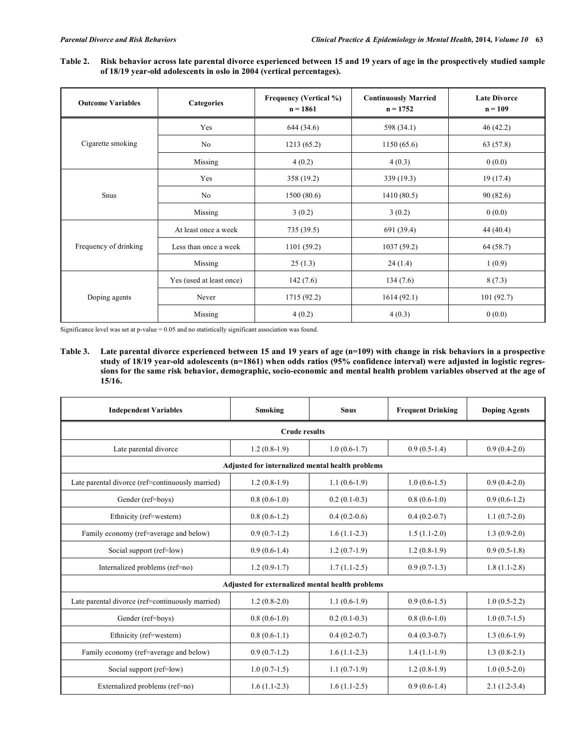**Table 2. Risk behavior across late parental divorce experienced between 15 and 19 years of age in the prospectively studied sample of 18/19 year-old adolescents in oslo in 2004 (vertical percentages).**

| Outcome Variables | Categories | Frequency (Vertical %) n = 1861 | Continuously Married n = 1752 | Late Divorce n = 109 |
|---|---|---|---|---|
| Cigarette smoking | Yes | 644 (34.6) | 598 (34.1) | 46 (42.2) |
| | No | 1213 (65.2) | 1150 (65.6) | 63 (57.8) |
| | Missing | 4 (0.2) | 4 (0.3) | 0 (0.0) |
| Snus | Yes | 358 (19.2) | 339 (19.3) | 19 (17.4) |
| | No | 1500 (80.6) | 1410 (80.5) | 90 (82.6) |
| | Missing | 3 (0.2) | 3 (0.2) | 0 (0.0) |
| Frequency of drinking | At least once a week | 735 (39.5) | 691 (39.4) | 44 (40.4) |
| | Less than once a week | 1101 (59.2) | 1037 (59.2) | 64 (58.7) |
| | Missing | 25 (1.3) | 24 (1.4) | 1 (0.9) |
| Doping agents | Yes (used at least once) | 142 (7.6) | 134 (7.6) | 8 (7.3) |
| | Never | 1715 (92.2) | 1614 (92.1) | 101 (92.7) |
| | Missing | 4 (0.2) | 4 (0.3) | 0 (0.0) |

Significance level was set at p-value = 0.05 and no statistically significant association was found.

**Table 3. Late parental divorce experienced between 15 and 19 years of age (n=109) with change in risk behaviors in a prospective study of 18/19 year-old adolescents (n=1861) when odds ratios (95% confidence interval) were adjusted in logistic regressions for the same risk behavior, demographic, socio-economic and mental health problem variables observed at the age of 15/16.**

| Independent Variables | Smoking | Snus | Frequent Drinking | Doping Agents |
|---|---|---|---|---|
| **Crude results** | | | | |
| Late parental divorce | 1.2 (0.8-1.9) | 1.0 (0.6-1.7) | 0.9 (0.5-1.4) | 0.9 (0.4-2.0) |
| **Adjusted for internalized mental health problems** | | | | |
| Late parental divorce (ref=continuously married) | 1.2 (0.8-1.9) | 1.1 (0.6-1.9) | 1.0 (0.6-1.5) | 0.9 (0.4-2.0) |
| Gender (ref=boys) | 0.8 (0.6-1.0) | 0.2 (0.1-0.3) | 0.8 (0.6-1.0) | 0.9 (0.6-1.2) |
| Ethnicity (ref=western) | 0.8 (0.6-1.2) | 0.4 (0.2-0.6) | 0.4 (0.2-0.7) | 1.1 (0.7-2.0) |
| Family economy (ref=average and below) | 0.9 (0.7-1.2) | 1.6 (1.1-2.3) | 1.5 (1.1-2.0) | 1.3 (0.9-2.0) |
| Social support (ref=low) | 0.9 (0.6-1.4) | 1.2 (0.7-1.9) | 1.2 (0.8-1.9) | 0.9 (0.5-1.8) |
| Internalized problems (ref=no) | 1.2 (0.9-1.7) | 1.7 (1.1-2.5) | 0.9 (0.7-1.3) | 1.8 (1.1-2.8) |
| **Adjusted for externalized mental health problems** | | | | |
| Late parental divorce (ref=continuously married) | 1.2 (0.8-2.0) | 1.1 (0.6-1.9) | 0.9 (0.6-1.5) | 1.0 (0.5-2.2) |
| Gender (ref=boys) | 0.8 (0.6-1.0) | 0.2 (0.1-0.3) | 0.8 (0.6-1.0) | 1.0 (0.7-1.5) |
| Ethnicity (ref=western) | 0.8 (0.6-1.1) | 0.4 (0.2-0.7) | 0.4 (0.3-0.7) | 1.3 (0.6-1.9) |
| Family economy (ref=average and below) | 0.9 (0.7-1.2) | 1.6 (1.1-2.3) | 1.4 (1.1-1.9) | 1.3 (0.8-2.1) |
| Social support (ref=low) | 1.0 (0.7-1.5) | 1.1 (0.7-1.9) | 1.2 (0.8-1.9) | 1.0 (0.5-2.0) |
| Externalized problems (ref=no) | 1.6 (1.1-2.3) | 1.6 (1.1-2.5) | 0.9 (0.6-1.4) | 2.1 (1.2-3.4) |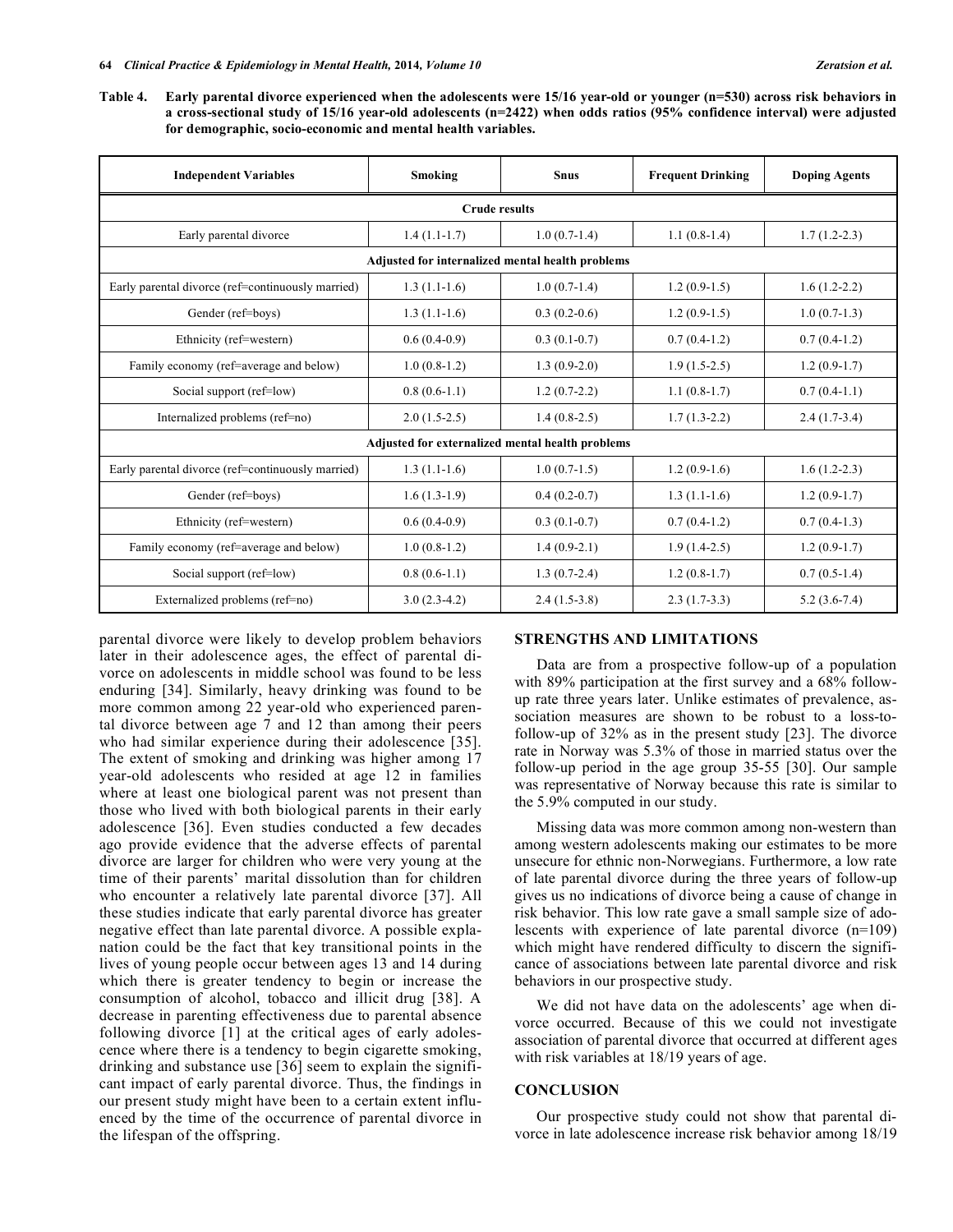**Table 4. Early parental divorce experienced when the adolescents were 15/16 year-old or younger (n=530) across risk behaviors in a cross-sectional study of 15/16 year-old adolescents (n=2422) when odds ratios (95% confidence interval) were adjusted for demographic, socio-economic and mental health variables.**

| Independent Variables | Smoking | Snus | Frequent Drinking | Doping Agents |
|---|---|---|---|---|
| **Crude results** | | | | |
| Early parental divorce | 1.4 (1.1-1.7) | 1.0 (0.7-1.4) | 1.1 (0.8-1.4) | 1.7 (1.2-2.3) |
| **Adjusted for internalized mental health problems** | | | | |
| Early parental divorce (ref=continuously married) | 1.3 (1.1-1.6) | 1.0 (0.7-1.4) | 1.2 (0.9-1.5) | 1.6 (1.2-2.2) |
| Gender (ref=boys) | 1.3 (1.1-1.6) | 0.3 (0.2-0.6) | 1.2 (0.9-1.5) | 1.0 (0.7-1.3) |
| Ethnicity (ref=western) | 0.6 (0.4-0.9) | 0.3 (0.1-0.7) | 0.7 (0.4-1.2) | 0.7 (0.4-1.2) |
| Family economy (ref=average and below) | 1.0 (0.8-1.2) | 1.3 (0.9-2.0) | 1.9 (1.5-2.5) | 1.2 (0.9-1.7) |
| Social support (ref=low) | 0.8 (0.6-1.1) | 1.2 (0.7-2.2) | 1.1 (0.8-1.7) | 0.7 (0.4-1.1) |
| Internalized problems (ref=no) | 2.0 (1.5-2.5) | 1.4 (0.8-2.5) | 1.7 (1.3-2.2) | 2.4 (1.7-3.4) |
| **Adjusted for externalized mental health problems** | | | | |
| Early parental divorce (ref=continuously married) | 1.3 (1.1-1.6) | 1.0 (0.7-1.5) | 1.2 (0.9-1.6) | 1.6 (1.2-2.3) |
| Gender (ref=boys) | 1.6 (1.3-1.9) | 0.4 (0.2-0.7) | 1.3 (1.1-1.6) | 1.2 (0.9-1.7) |
| Ethnicity (ref=western) | 0.6 (0.4-0.9) | 0.3 (0.1-0.7) | 0.7 (0.4-1.2) | 0.7 (0.4-1.3) |
| Family economy (ref=average and below) | 1.0 (0.8-1.2) | 1.4 (0.9-2.1) | 1.9 (1.4-2.5) | 1.2 (0.9-1.7) |
| Social support (ref=low) | 0.8 (0.6-1.1) | 1.3 (0.7-2.4) | 1.2 (0.8-1.7) | 0.7 (0.5-1.4) |
| Externalized problems (ref=no) | 3.0 (2.3-4.2) | 2.4 (1.5-3.8) | 2.3 (1.7-3.3) | 5.2 (3.6-7.4) |

parental divorce were likely to develop problem behaviors later in their adolescence ages, the effect of parental divorce on adolescents in middle school was found to be less enduring [34]. Similarly, heavy drinking was found to be more common among 22 year-old who experienced parental divorce between age 7 and 12 than among their peers who had similar experience during their adolescence [35]. The extent of smoking and drinking was higher among 17 year-old adolescents who resided at age 12 in families where at least one biological parent was not present than those who lived with both biological parents in their early adolescence [36]. Even studies conducted a few decades ago provide evidence that the adverse effects of parental divorce are larger for children who were very young at the time of their parents' marital dissolution than for children who encounter a relatively late parental divorce [37]. All these studies indicate that early parental divorce has greater negative effect than late parental divorce. A possible explanation could be the fact that key transitional points in the lives of young people occur between ages 13 and 14 during which there is greater tendency to begin or increase the consumption of alcohol, tobacco and illicit drug [38]. A decrease in parenting effectiveness due to parental absence following divorce [1] at the critical ages of early adolescence where there is a tendency to begin cigarette smoking, drinking and substance use [36] seem to explain the significant impact of early parental divorce. Thus, the findings in our present study might have been to a certain extent influenced by the time of the occurrence of parental divorce in the lifespan of the offspring.

## STRENGTHS AND LIMITATIONS

Data are from a prospective follow-up of a population with 89% participation at the first survey and a 68% follow-up rate three years later. Unlike estimates of prevalence, association measures are shown to be robust to a loss-to-follow-up of 32% as in the present study [23]. The divorce rate in Norway was 5.3% of those in married status over the follow-up period in the age group 35-55 [30]. Our sample was representative of Norway because this rate is similar to the 5.9% computed in our study.

Missing data was more common among non-western than among western adolescents making our estimates to be more unsecure for ethnic non-Norwegians. Furthermore, a low rate of late parental divorce during the three years of follow-up gives us no indications of divorce being a cause of change in risk behavior. This low rate gave a small sample size of adolescents with experience of late parental divorce (n=109) which might have rendered difficulty to discern the significance of associations between late parental divorce and risk behaviors in our prospective study.

We did not have data on the adolescents' age when divorce occurred. Because of this we could not investigate association of parental divorce that occurred at different ages with risk variables at 18/19 years of age.

## CONCLUSION

Our prospective study could not show that parental divorce in late adolescence increase risk behavior among 18/19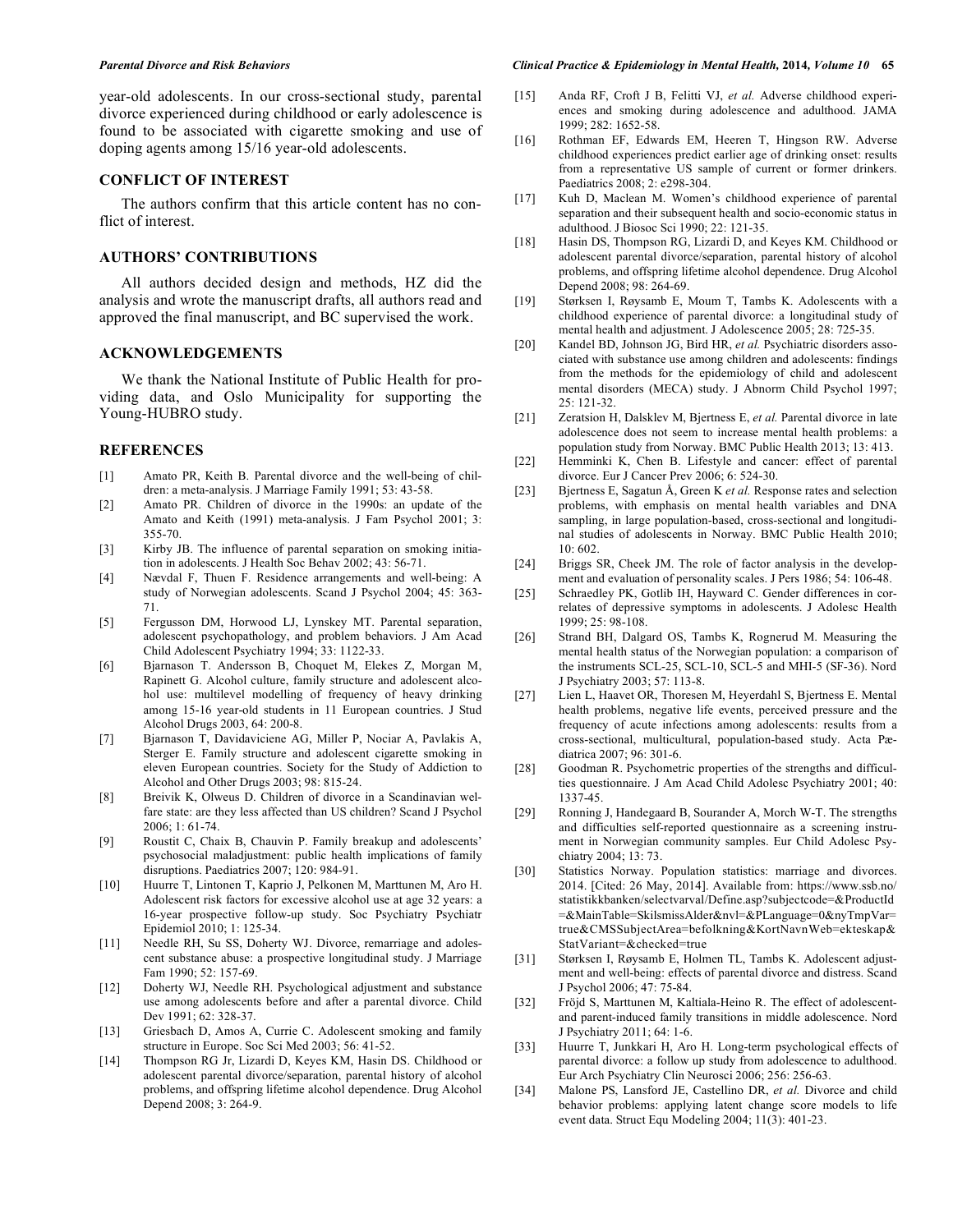year-old adolescents. In our cross-sectional study, parental divorce experienced during childhood or early adolescence is found to be associated with cigarette smoking and use of doping agents among 15/16 year-old adolescents.

## CONFLICT OF INTEREST

The authors confirm that this article content has no conflict of interest.

## AUTHORS' CONTRIBUTIONS

All authors decided design and methods, HZ did the analysis and wrote the manuscript drafts, all authors read and approved the final manuscript, and BC supervised the work.

## ACKNOWLEDGEMENTS

We thank the National Institute of Public Health for providing data, and Oslo Municipality for supporting the Young-HUBRO study.

## REFERENCES

[1] Amato PR, Keith B. Parental divorce and the well-being of children: a meta-analysis. J Marriage Family 1991; 53: 43-58.

[2] Amato PR. Children of divorce in the 1990s: an update of the Amato and Keith (1991) meta-analysis. J Fam Psychol 2001; 3: 355-70.

[3] Kirby JB. The influence of parental separation on smoking initiation in adolescents. J Health Soc Behav 2002; 43: 56-71.

[4] Nævdal F, Thuen F. Residence arrangements and well-being: A study of Norwegian adolescents. Scand J Psychol 2004; 45: 363-71.

[5] Fergusson DM, Horwood LJ, Lynskey MT. Parental separation, adolescent psychopathology, and problem behaviors. J Am Acad Child Adolescent Psychiatry 1994; 33: 1122-33.

[6] Bjarnason T. Andersson B, Choquet M, Elekes Z, Morgan M, Rapinett G. Alcohol culture, family structure and adolescent alcohol use: multilevel modelling of frequency of heavy drinking among 15-16 year-old students in 11 European countries. J Stud Alcohol Drugs 2003, 64: 200-8.

[7] Bjarnason T, Davidaviciene AG, Miller P, Nociar A, Pavlakis A, Sterger E. Family structure and adolescent cigarette smoking in eleven European countries. Society for the Study of Addiction to Alcohol and Other Drugs 2003; 98: 815-24.

[8] Breivik K, Olweus D. Children of divorce in a Scandinavian welfare state: are they less affected than US children? Scand J Psychol 2006; 1: 61-74.

[9] Roustit C, Chaix B, Chauvin P. Family breakup and adolescents' psychosocial maladjustment: public health implications of family disruptions. Paediatrics 2007; 120: 984-91.

[10] Huurre T, Lintonen T, Kaprio J, Pelkonen M, Marttunen M, Aro H. Adolescent risk factors for excessive alcohol use at age 32 years: a 16-year prospective follow-up study. Soc Psychiatry Psychiatr Epidemiol 2010; 1: 125-34.

[11] Needle RH, Su SS, Doherty WJ. Divorce, remarriage and adolescent substance abuse: a prospective longitudinal study. J Marriage Fam 1990; 52: 157-69.

[12] Doherty WJ, Needle RH. Psychological adjustment and substance use among adolescents before and after a parental divorce. Child Dev 1991; 62: 328-37.

[13] Griesbach D, Amos A, Currie C. Adolescent smoking and family structure in Europe. Soc Sci Med 2003; 56: 41-52.

[14] Thompson RG Jr, Lizardi D, Keyes KM, Hasin DS. Childhood or adolescent parental divorce/separation, parental history of alcohol problems, and offspring lifetime alcohol dependence. Drug Alcohol Depend 2008; 3: 264-9.

[15] Anda RF, Croft J B, Felitti VJ, *et al.* Adverse childhood experiences and smoking during adolescence and adulthood. JAMA 1999; 282: 1652-58.

[16] Rothman EF, Edwards EM, Heeren T, Hingson RW. Adverse childhood experiences predict earlier age of drinking onset: results from a representative US sample of current or former drinkers. Paediatrics 2008; 2: e298-304.

[17] Kuh D, Maclean M. Women's childhood experience of parental separation and their subsequent health and socio-economic status in adulthood. J Biosoc Sci 1990; 22: 121-35.

[18] Hasin DS, Thompson RG, Lizardi D, and Keyes KM. Childhood or adolescent parental divorce/separation, parental history of alcohol problems, and offspring lifetime alcohol dependence. Drug Alcohol Depend 2008; 98: 264-69.

[19] Størksen I, Røysamb E, Moum T, Tambs K. Adolescents with a childhood experience of parental divorce: a longitudinal study of mental health and adjustment. J Adolescence 2005; 28: 725-35.

[20] Kandel BD, Johnson JG, Bird HR, *et al.* Psychiatric disorders associated with substance use among children and adolescents: findings from the methods for the epidemiology of child and adolescent mental disorders (MECA) study. J Abnorm Child Psychol 1997; 25: 121-32.

[21] Zeratsion H, Dalsklev M, Bjertness E, *et al.* Parental divorce in late adolescence does not seem to increase mental health problems: a population study from Norway. BMC Public Health 2013; 13: 413.

[22] Hemminki K, Chen B. Lifestyle and cancer: effect of parental divorce. Eur J Cancer Prev 2006; 6: 524-30.

[23] Bjertness E, Sagatun Å, Green K *et al.* Response rates and selection problems, with emphasis on mental health variables and DNA sampling, in large population-based, cross-sectional and longitudinal studies of adolescents in Norway. BMC Public Health 2010; 10: 602.

[24] Briggs SR, Cheek JM. The role of factor analysis in the development and evaluation of personality scales. J Pers 1986; 54: 106-48.

[25] Schraedley PK, Gotlib IH, Hayward C. Gender differences in correlates of depressive symptoms in adolescents. J Adolesc Health 1999; 25: 98-108.

[26] Strand BH, Dalgard OS, Tambs K, Rognerud M. Measuring the mental health status of the Norwegian population: a comparison of the instruments SCL-25, SCL-10, SCL-5 and MHI-5 (SF-36). Nord J Psychiatry 2003; 57: 113-8.

[27] Lien L, Haavet OR, Thoresen M, Heyerdahl S, Bjertness E. Mental health problems, negative life events, perceived pressure and the frequency of acute infections among adolescents: results from a cross-sectional, multicultural, population-based study. Acta Pædiatrica 2007; 96: 301-6.

[28] Goodman R. Psychometric properties of the strengths and difficulties questionnaire. J Am Acad Child Adolesc Psychiatry 2001; 40: 1337-45.

[29] Ronning J, Handegaard B, Sourander A, Morch W-T. The strengths and difficulties self-reported questionnaire as a screening instrument in Norwegian community samples. Eur Child Adolesc Psychiatry 2004; 13: 73.

[30] Statistics Norway. Population statistics: marriage and divorces. 2014. [Cited: 26 May, 2014]. Available from: https://www.ssb.no/statistikkbanken/selectvarval/Define.asp?subjectcode=&ProductId=&MainTable=SkilsmissAlder&nvl=&PLanguage=0&nyTmpVar=true&CMSSubjectArea=befolkning&KortNavnWeb=ekteskap&StatVariant=&checked=true

[31] Størksen I, Røysamb E, Holmen TL, Tambs K. Adolescent adjustment and well-being: effects of parental divorce and distress. Scand J Psychol 2006; 47: 75-84.

[32] Fröjd S, Marttunen M, Kaltiala-Heino R. The effect of adolescent- and parent-induced family transitions in middle adolescence. Nord J Psychiatry 2011; 64: 1-6.

[33] Huurre T, Junkkari H, Aro H. Long-term psychological effects of parental divorce: a follow up study from adolescence to adulthood. Eur Arch Psychiatry Clin Neurosci 2006; 256: 256-63.

[34] Malone PS, Lansford JE, Castellino DR, *et al.* Divorce and child behavior problems: applying latent change score models to life event data. Struct Equ Modeling 2004; 11(3): 401-23.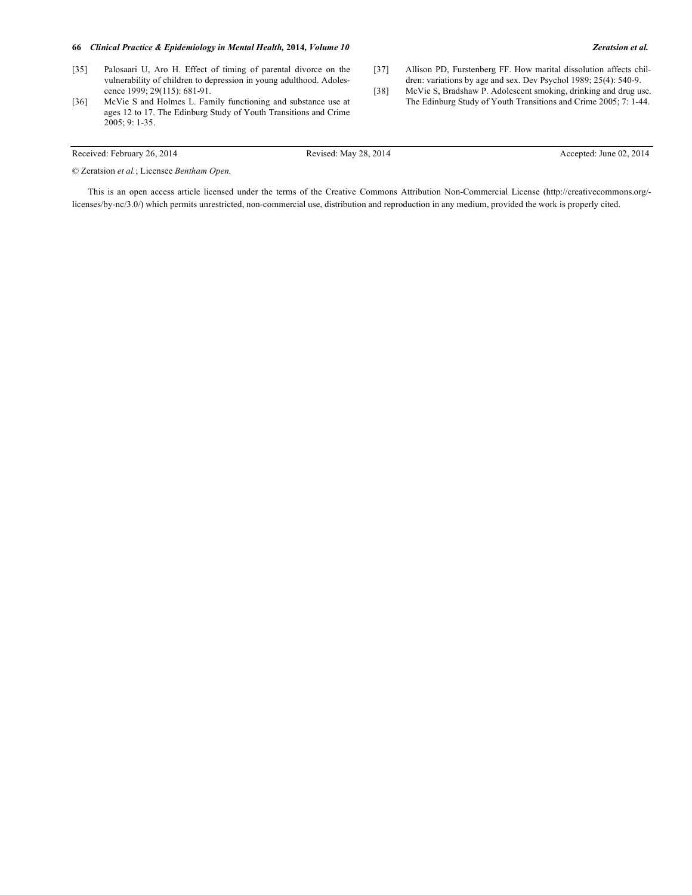[35] Palosaari U, Aro H. Effect of timing of parental divorce on the vulnerability of children to depression in young adulthood. Adolescence 1999; 29(115): 681-91.

[36] McVie S and Holmes L. Family functioning and substance use at ages 12 to 17. The Edinburg Study of Youth Transitions and Crime 2005; 9: 1-35.

[37] Allison PD, Furstenberg FF. How marital dissolution affects children: variations by age and sex. Dev Psychol 1989; 25(4): 540-9.

[38] McVie S, Bradshaw P. Adolescent smoking, drinking and drug use. The Edinburg Study of Youth Transitions and Crime 2005; 7: 1-44.

Received: February 26, 2014 Revised: May 28, 2014 Accepted: June 02, 2014

© Zeratsion *et al.*; Licensee *Bentham Open.*

This is an open access article licensed under the terms of the Creative Commons Attribution Non-Commercial License (http://creativecommons.org/-licenses/by-nc/3.0/) which permits unrestricted, non-commercial use, distribution and reproduction in any medium, provided the work is properly cited.